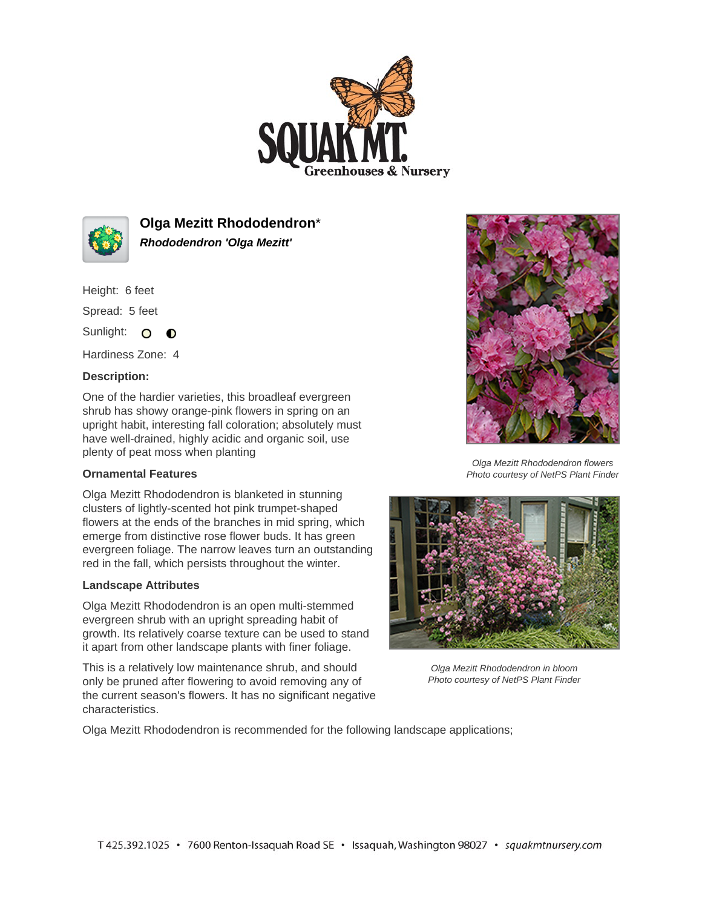# Olga Mezitt Rhododendron*

***Rhododendron 'Olga Mezitt'***

Height: 6 feet

Spread: 5 feet

Sunlight:

Hardiness Zone: 4

**Description:**

One of the hardier varieties, this broadleaf evergreen shrub has showy orange-pink flowers in spring on an upright habit, interesting fall coloration; absolutely must have well-drained, highly acidic and organic soil, use plenty of peat moss when planting

## Ornamental Features

Olga Mezitt Rhododendron is blanketed in stunning clusters of lightly-scented hot pink trumpet-shaped flowers at the ends of the branches in mid spring, which emerge from distinctive rose flower buds. It has green evergreen foliage. The narrow leaves turn an outstanding red in the fall, which persists throughout the winter.

## Landscape Attributes

Olga Mezitt Rhododendron is an open multi-stemmed evergreen shrub with an upright spreading habit of growth. Its relatively coarse texture can be used to stand it apart from other landscape plants with finer foliage.

This is a relatively low maintenance shrub, and should only be pruned after flowering to avoid removing any of the current season's flowers. It has no significant negative characteristics.

*Olga Mezitt Rhododendron flowers*
*Photo courtesy of NetPS Plant Finder*

*Olga Mezitt Rhododendron in bloom*
*Photo courtesy of NetPS Plant Finder*

Olga Mezitt Rhododendron is recommended for the following landscape applications;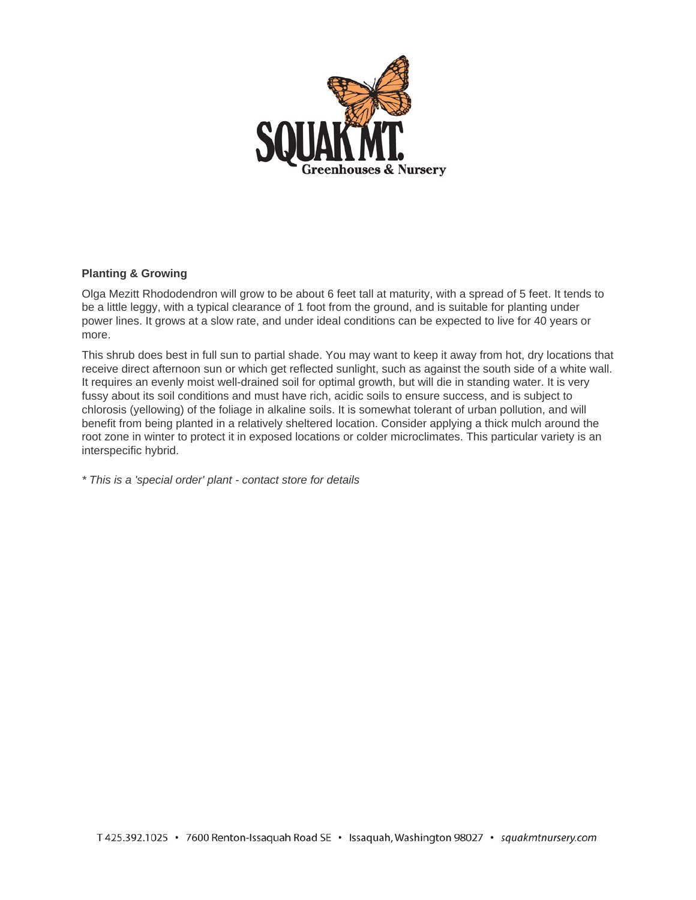**Planting & Growing**

Olga Mezitt Rhododendron will grow to be about 6 feet tall at maturity, with a spread of 5 feet. It tends to be a little leggy, with a typical clearance of 1 foot from the ground, and is suitable for planting under power lines. It grows at a slow rate, and under ideal conditions can be expected to live for 40 years or more.

This shrub does best in full sun to partial shade. You may want to keep it away from hot, dry locations that receive direct afternoon sun or which get reflected sunlight, such as against the south side of a white wall. It requires an evenly moist well-drained soil for optimal growth, but will die in standing water. It is very fussy about its soil conditions and must have rich, acidic soils to ensure success, and is subject to chlorosis (yellowing) of the foliage in alkaline soils. It is somewhat tolerant of urban pollution, and will benefit from being planted in a relatively sheltered location. Consider applying a thick mulch around the root zone in winter to protect it in exposed locations or colder microclimates. This particular variety is an interspecific hybrid.

*\* This is a 'special order' plant - contact store for details*